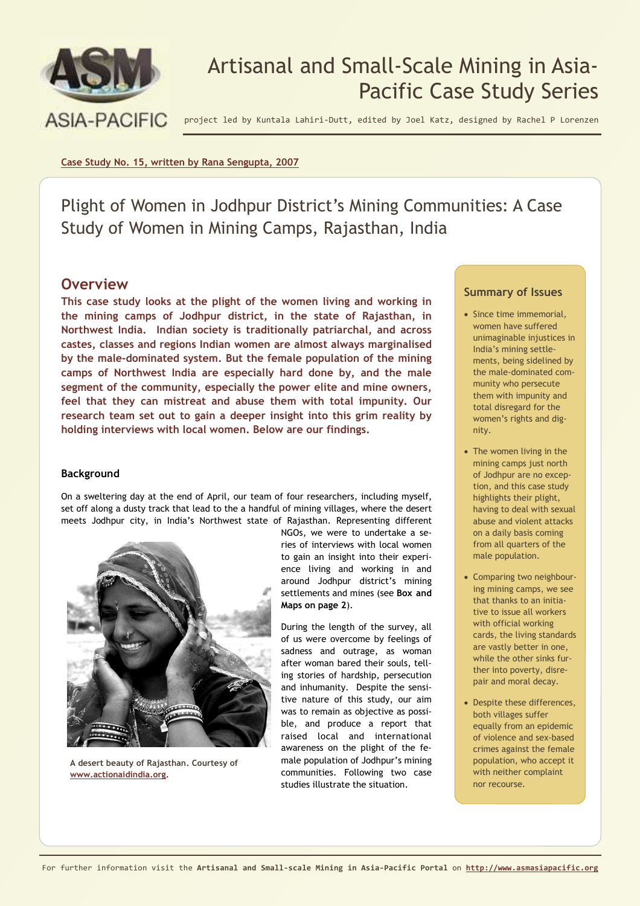# Artisanal and Small-Scale Mining in Asia-Pacific Case Study Series

project led by Kuntala Lahiri-Dutt, edited by Joel Katz, designed by Rachel P Lorenzen

Case Study No. 15, written by Rana Sengupta, 2007

## Plight of Women in Jodhpur District's Mining Communities: A Case Study of Women in Mining Camps, Rajasthan, India

### Overview

**This case study looks at the plight of the women living and working in the mining camps of Jodhpur district, in the state of Rajasthan, in Northwest India. Indian society is traditionally patriarchal, and across castes, classes and regions Indian women are almost always marginalised by the male-dominated system. But the female population of the mining camps of Northwest India are especially hard done by, and the male segment of the community, especially the power elite and mine owners, feel that they can mistreat and abuse them with total impunity. Our research team set out to gain a deeper insight into this grim reality by holding interviews with local women. Below are our findings.**

#### Background

On a sweltering day at the end of April, our team of four researchers, including myself, set off along a dusty track that lead to the a handful of mining villages, where the desert meets Jodhpur city, in India's Northwest state of Rajasthan. Representing different NGOs, we were to undertake a series of interviews with local women to gain an insight into their experience living and working in and around Jodhpur district's mining settlements and mines (see **Box and Maps on page 2**).

A desert beauty of Rajasthan. Courtesy of www.actionaidindia.org.

During the length of the survey, all of us were overcome by feelings of sadness and outrage, as woman after woman bared their souls, telling stories of hardship, persecution and inhumanity. Despite the sensitive nature of this study, our aim was to remain as objective as possible, and produce a report that raised local and international awareness on the plight of the female population of Jodhpur's mining communities. Following two case studies illustrate the situation.

### Summary of Issues

- Since time immemorial, women have suffered unimaginable injustices in India's mining settlements, being sidelined by the male-dominated community who persecute them with impunity and total disregard for the women's rights and dignity.
- The women living in the mining camps just north of Jodhpur are no exception, and this case study highlights their plight, having to deal with sexual abuse and violent attacks on a daily basis coming from all quarters of the male population.
- Comparing two neighbouring mining camps, we see that thanks to an initiative to issue all workers with official working cards, the living standards are vastly better in one, while the other sinks further into poverty, disrepair and moral decay.
- Despite these differences, both villages suffer equally from an epidemic of violence and sex-based crimes against the female population, who accept it with neither complaint nor recourse.

For further information visit the **Artisanal and Small-scale Mining in Asia-Pacific Portal** on http://www.asmasiapacific.org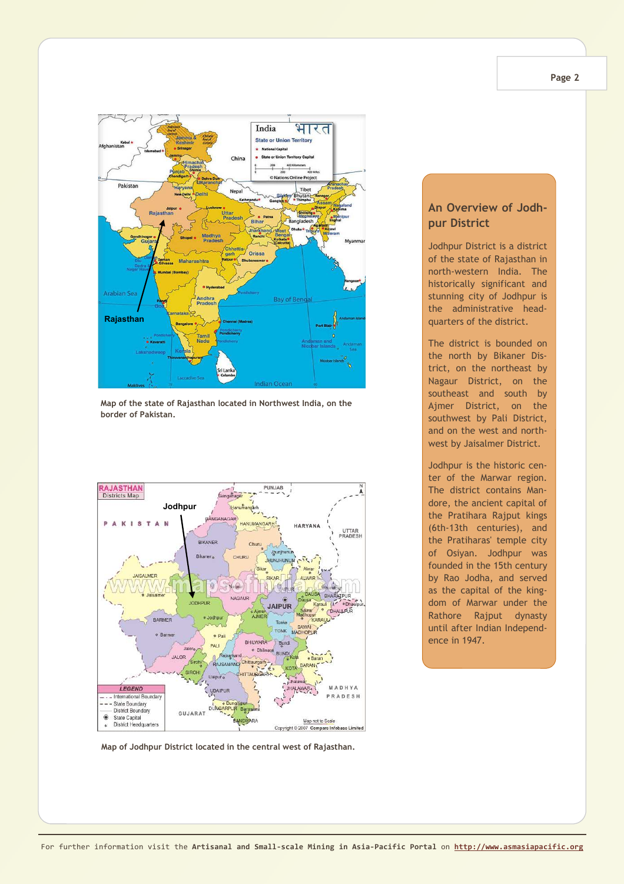Map of the state of Rajasthan located in Northwest India, on the border of Pakistan.

Map of Jodhpur District located in the central west of Rajasthan.

## An Overview of Jodhpur District

Jodhpur District is a district of the state of Rajasthan in north-western India. The historically significant and stunning city of Jodhpur is the administrative headquarters of the district.

The district is bounded on the north by Bikaner District, on the northeast by Nagaur District, on the southeast and south by Ajmer District, on the southwest by Pali District, and on the west and northwest by Jaisalmer District.

Jodhpur is the historic center of the Marwar region. The district contains Mandore, the ancient capital of the Pratihara Rajput kings (6th-13th centuries), and the Pratiharas' temple city of Osiyan. Jodhpur was founded in the 15th century by Rao Jodha, and served as the capital of the kingdom of Marwar under the Rathore Rajput dynasty until after Indian Independence in 1947.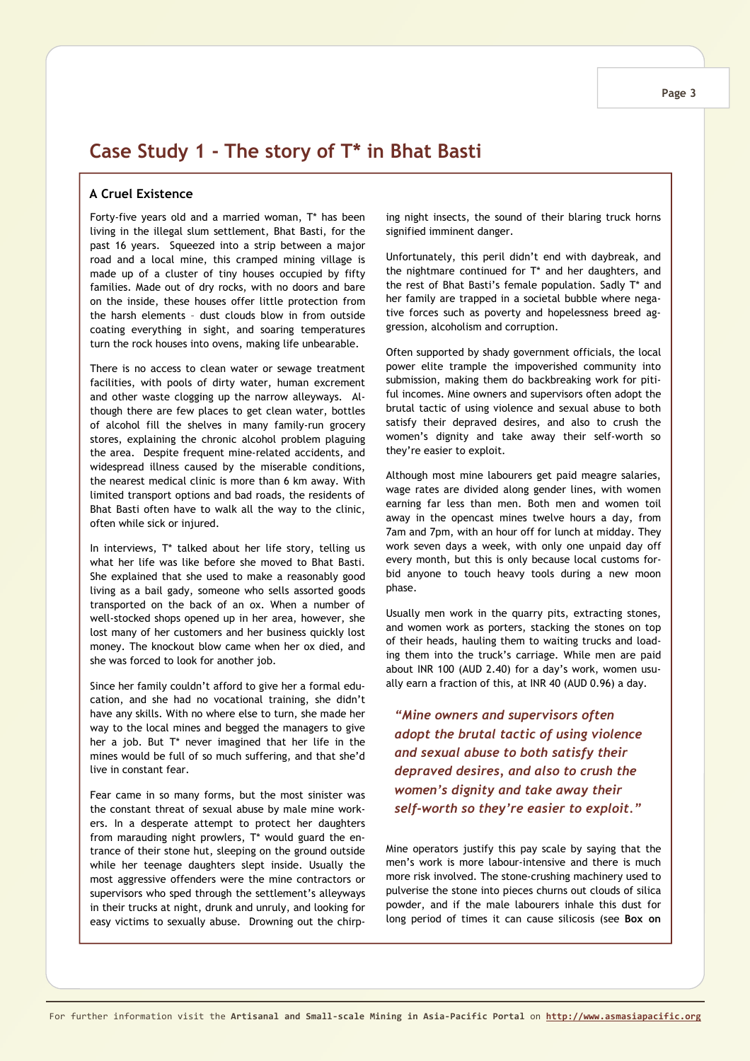# Case Study 1 - The story of T* in Bhat Basti

### A Cruel Existence

Forty-five years old and a married woman, T* has been living in the illegal slum settlement, Bhat Basti, for the past 16 years. Squeezed into a strip between a major road and a local mine, this cramped mining village is made up of a cluster of tiny houses occupied by fifty families. Made out of dry rocks, with no doors and bare on the inside, these houses offer little protection from the harsh elements – dust clouds blow in from outside coating everything in sight, and soaring temperatures turn the rock houses into ovens, making life unbearable.

There is no access to clean water or sewage treatment facilities, with pools of dirty water, human excrement and other waste clogging up the narrow alleyways. Although there are few places to get clean water, bottles of alcohol fill the shelves in many family-run grocery stores, explaining the chronic alcohol problem plaguing the area. Despite frequent mine-related accidents, and widespread illness caused by the miserable conditions, the nearest medical clinic is more than 6 km away. With limited transport options and bad roads, the residents of Bhat Basti often have to walk all the way to the clinic, often while sick or injured.

In interviews, T* talked about her life story, telling us what her life was like before she moved to Bhat Basti. She explained that she used to make a reasonably good living as a bail gady, someone who sells assorted goods transported on the back of an ox. When a number of well-stocked shops opened up in her area, however, she lost many of her customers and her business quickly lost money. The knockout blow came when her ox died, and she was forced to look for another job.

Since her family couldn't afford to give her a formal education, and she had no vocational training, she didn't have any skills. With no where else to turn, she made her way to the local mines and begged the managers to give her a job. But T* never imagined that her life in the mines would be full of so much suffering, and that she'd live in constant fear.

Fear came in so many forms, but the most sinister was the constant threat of sexual abuse by male mine workers. In a desperate attempt to protect her daughters from marauding night prowlers, T* would guard the entrance of their stone hut, sleeping on the ground outside while her teenage daughters slept inside. Usually the most aggressive offenders were the mine contractors or supervisors who sped through the settlement's alleyways in their trucks at night, drunk and unruly, and looking for easy victims to sexually abuse. Drowning out the chirping night insects, the sound of their blaring truck horns signified imminent danger.

Unfortunately, this peril didn't end with daybreak, and the nightmare continued for T* and her daughters, and the rest of Bhat Basti's female population. Sadly T* and her family are trapped in a societal bubble where negative forces such as poverty and hopelessness breed aggression, alcoholism and corruption.

Often supported by shady government officials, the local power elite trample the impoverished community into submission, making them do backbreaking work for pitiful incomes. Mine owners and supervisors often adopt the brutal tactic of using violence and sexual abuse to both satisfy their depraved desires, and also to crush the women's dignity and take away their self-worth so they're easier to exploit.

Although most mine labourers get paid meagre salaries, wage rates are divided along gender lines, with women earning far less than men. Both men and women toil away in the opencast mines twelve hours a day, from 7am and 7pm, with an hour off for lunch at midday. They work seven days a week, with only one unpaid day off every month, but this is only because local customs forbid anyone to touch heavy tools during a new moon phase.

Usually men work in the quarry pits, extracting stones, and women work as porters, stacking the stones on top of their heads, hauling them to waiting trucks and loading them into the truck's carriage. While men are paid about INR 100 (AUD 2.40) for a day's work, women usually earn a fraction of this, at INR 40 (AUD 0.96) a day.

> ***"Mine owners and supervisors often adopt the brutal tactic of using violence and sexual abuse to both satisfy their depraved desires, and also to crush the women's dignity and take away their self-worth so they're easier to exploit."***

Mine operators justify this pay scale by saying that the men's work is more labour-intensive and there is much more risk involved. The stone-crushing machinery used to pulverise the stone into pieces churns out clouds of silica powder, and if the male labourers inhale this dust for long period of times it can cause silicosis (see **Box on**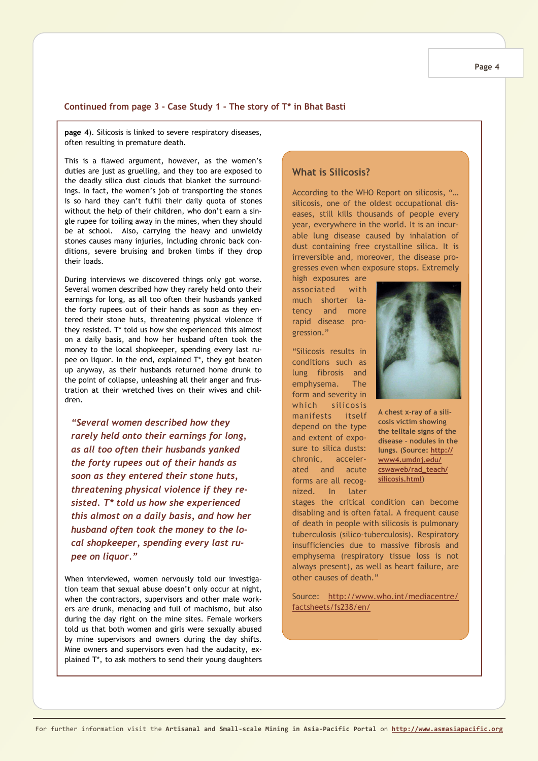### Continued from page 3 - Case Study 1 - The story of T* in Bhat Basti

**page 4**). Silicosis is linked to severe respiratory diseases, often resulting in premature death.

This is a flawed argument, however, as the women's duties are just as gruelling, and they too are exposed to the deadly silica dust clouds that blanket the surroundings. In fact, the women's job of transporting the stones is so hard they can't fulfil their daily quota of stones without the help of their children, who don't earn a single rupee for toiling away in the mines, when they should be at school. Also, carrying the heavy and unwieldy stones causes many injuries, including chronic back conditions, severe bruising and broken limbs if they drop their loads.

During interviews we discovered things only got worse. Several women described how they rarely held onto their earnings for long, as all too often their husbands yanked the forty rupees out of their hands as soon as they entered their stone huts, threatening physical violence if they resisted. T* told us how she experienced this almost on a daily basis, and how her husband often took the money to the local shopkeeper, spending every last rupee on liquor. In the end, explained T*, they got beaten up anyway, as their husbands returned home drunk to the point of collapse, unleashing all their anger and frustration at their wretched lives on their wives and children.

> ***"Several women described how they rarely held onto their earnings for long, as all too often their husbands yanked the forty rupees out of their hands as soon as they entered their stone huts, threatening physical violence if they resisted. T* told us how she experienced this almost on a daily basis, and how her husband often took the money to the local shopkeeper, spending every last rupee on liquor."***

When interviewed, women nervously told our investigation team that sexual abuse doesn't only occur at night, when the contractors, supervisors and other male workers are drunk, menacing and full of machismo, but also during the day right on the mine sites. Female workers told us that both women and girls were sexually abused by mine supervisors and owners during the day shifts. Mine owners and supervisors even had the audacity, explained T*, to ask mothers to send their young daughters

## What is Silicosis?

According to the WHO Report on silicosis, "… silicosis, one of the oldest occupational diseases, still kills thousands of people every year, everywhere in the world. It is an incurable lung disease caused by inhalation of dust containing free crystalline silica. It is irreversible and, moreover, the disease progresses even when exposure stops. Extremely high exposures are associated with much shorter latency and more rapid disease progression."

"Silicosis results in conditions such as lung fibrosis and emphysema. The form and severity in which silicosis manifests itself depend on the type and extent of exposure to silica dusts: chronic, accelerated and acute forms are all recognized. In later stages the critical condition can become disabling and is often fatal. A frequent cause of death in people with silicosis is pulmonary tuberculosis (silico-tuberculosis). Respiratory insufficiencies due to massive fibrosis and emphysema (respiratory tissue loss is not always present), as well as heart failure, are other causes of death."

**A chest x-ray of a silicosis victim showing the telltale signs of the disease - nodules in the lungs. (Source: http://www4.umdnj.edu/cswaweb/rad_teach/silicosis.html)**

Source: http://www.who.int/mediacentre/factsheets/fs238/en/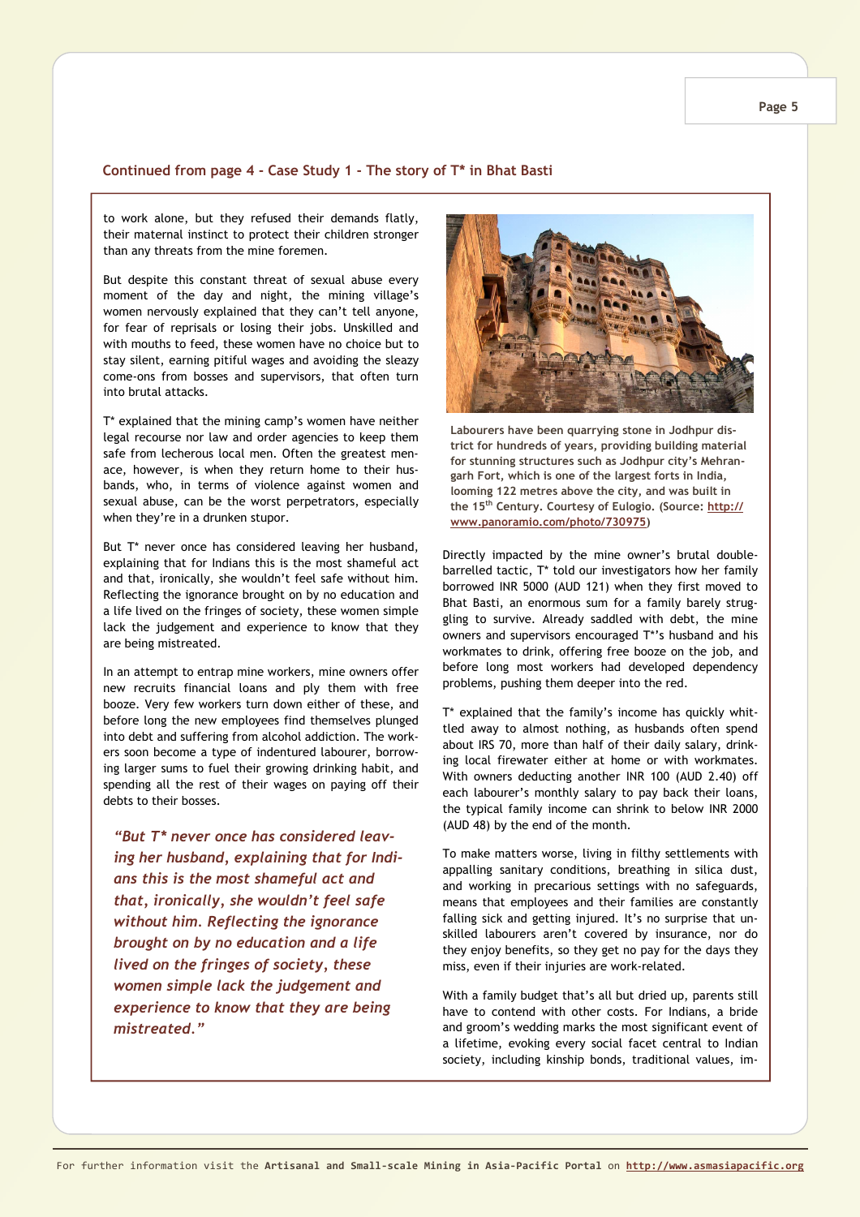### Continued from page 4 - Case Study 1 - The story of T* in Bhat Basti

to work alone, but they refused their demands flatly, their maternal instinct to protect their children stronger than any threats from the mine foremen.

But despite this constant threat of sexual abuse every moment of the day and night, the mining village's women nervously explained that they can't tell anyone, for fear of reprisals or losing their jobs. Unskilled and with mouths to feed, these women have no choice but to stay silent, earning pitiful wages and avoiding the sleazy come-ons from bosses and supervisors, that often turn into brutal attacks.

T* explained that the mining camp's women have neither legal recourse nor law and order agencies to keep them safe from lecherous local men. Often the greatest menace, however, is when they return home to their husbands, who, in terms of violence against women and sexual abuse, can be the worst perpetrators, especially when they're in a drunken stupor.

But T* never once has considered leaving her husband, explaining that for Indians this is the most shameful act and that, ironically, she wouldn't feel safe without him. Reflecting the ignorance brought on by no education and a life lived on the fringes of society, these women simple lack the judgement and experience to know that they are being mistreated.

In an attempt to entrap mine workers, mine owners offer new recruits financial loans and ply them with free booze. Very few workers turn down either of these, and before long the new employees find themselves plunged into debt and suffering from alcohol addiction. The workers soon become a type of indentured labourer, borrowing larger sums to fuel their growing drinking habit, and spending all the rest of their wages on paying off their debts to their bosses.

> *"But T* never once has considered leaving her husband, explaining that for Indians this is the most shameful act and that, ironically, she wouldn't feel safe without him. Reflecting the ignorance brought on by no education and a life lived on the fringes of society, these women simple lack the judgement and experience to know that they are being mistreated."*

**Labourers have been quarrying stone in Jodhpur district for hundreds of years, providing building material for stunning structures such as Jodhpur city's Mehrangarh Fort, which is one of the largest forts in India, looming 122 metres above the city, and was built in the 15th Century. Courtesy of Eulogio. (Source: http://www.panoramio.com/photo/730975)**

Directly impacted by the mine owner's brutal double-barrelled tactic, T* told our investigators how her family borrowed INR 5000 (AUD 121) when they first moved to Bhat Basti, an enormous sum for a family barely struggling to survive. Already saddled with debt, the mine owners and supervisors encouraged T*'s husband and his workmates to drink, offering free booze on the job, and before long most workers had developed dependency problems, pushing them deeper into the red.

T* explained that the family's income has quickly whittled away to almost nothing, as husbands often spend about IRS 70, more than half of their daily salary, drinking local firewater either at home or with workmates. With owners deducting another INR 100 (AUD 2.40) off each labourer's monthly salary to pay back their loans, the typical family income can shrink to below INR 2000 (AUD 48) by the end of the month.

To make matters worse, living in filthy settlements with appalling sanitary conditions, breathing in silica dust, and working in precarious settings with no safeguards, means that employees and their families are constantly falling sick and getting injured. It's no surprise that unskilled labourers aren't covered by insurance, nor do they enjoy benefits, so they get no pay for the days they miss, even if their injuries are work-related.

With a family budget that's all but dried up, parents still have to contend with other costs. For Indians, a bride and groom's wedding marks the most significant event of a lifetime, evoking every social facet central to Indian society, including kinship bonds, traditional values, im-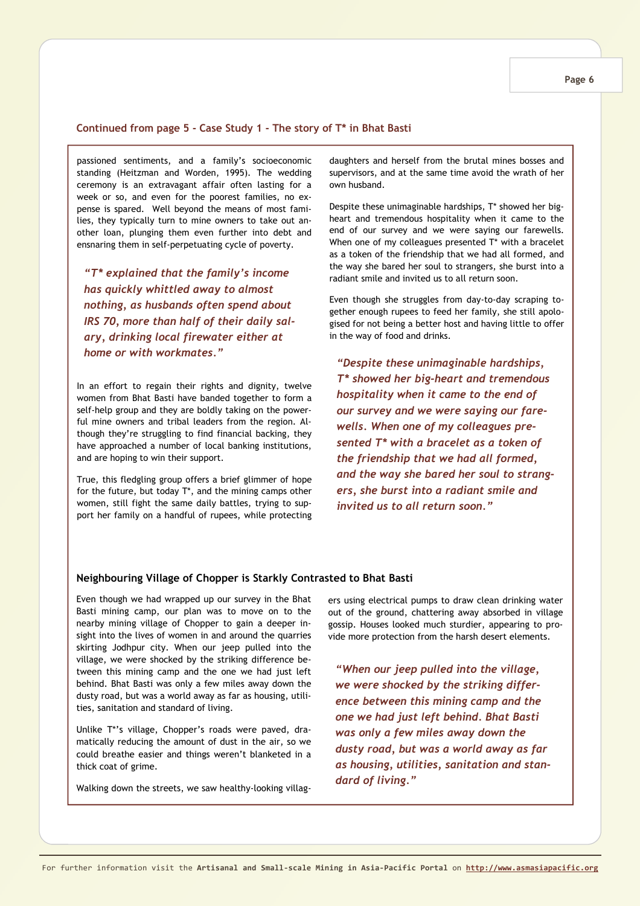### Continued from page 5 - Case Study 1 - The story of T* in Bhat Basti

passioned sentiments, and a family's socioeconomic standing (Heitzman and Worden, 1995). The wedding ceremony is an extravagant affair often lasting for a week or so, and even for the poorest families, no expense is spared. Well beyond the means of most families, they typically turn to mine owners to take out another loan, plunging them even further into debt and ensnaring them in self-perpetuating cycle of poverty.

> ***"T* explained that the family's income has quickly whittled away to almost nothing, as husbands often spend about IRS 70, more than half of their daily salary, drinking local firewater either at home or with workmates."***

In an effort to regain their rights and dignity, twelve women from Bhat Basti have banded together to form a self-help group and they are boldly taking on the powerful mine owners and tribal leaders from the region. Although they're struggling to find financial backing, they have approached a number of local banking institutions, and are hoping to win their support.

True, this fledgling group offers a brief glimmer of hope for the future, but today T*, and the mining camps other women, still fight the same daily battles, trying to support her family on a handful of rupees, while protecting daughters and herself from the brutal mines bosses and supervisors, and at the same time avoid the wrath of her own husband.

Despite these unimaginable hardships, T* showed her big-heart and tremendous hospitality when it came to the end of our survey and we were saying our farewells. When one of my colleagues presented T* with a bracelet as a token of the friendship that we had all formed, and the way she bared her soul to strangers, she burst into a radiant smile and invited us to all return soon.

Even though she struggles from day-to-day scraping together enough rupees to feed her family, she still apologised for not being a better host and having little to offer in the way of food and drinks.

> ***"Despite these unimaginable hardships, T* showed her big-heart and tremendous hospitality when it came to the end of our survey and we were saying our farewells. When one of my colleagues presented T* with a bracelet as a token of the friendship that we had all formed, and the way she bared her soul to strangers, she burst into a radiant smile and invited us to all return soon."***

### Neighbouring Village of Chopper is Starkly Contrasted to Bhat Basti

Even though we had wrapped up our survey in the Bhat Basti mining camp, our plan was to move on to the nearby mining village of Chopper to gain a deeper insight into the lives of women in and around the quarries skirting Jodhpur city. When our jeep pulled into the village, we were shocked by the striking difference between this mining camp and the one we had just left behind. Bhat Basti was only a few miles away down the dusty road, but was a world away as far as housing, utilities, sanitation and standard of living.

Unlike T*'s village, Chopper's roads were paved, dramatically reducing the amount of dust in the air, so we could breathe easier and things weren't blanketed in a thick coat of grime.

Walking down the streets, we saw healthy-looking villagers using electrical pumps to draw clean drinking water out of the ground, chattering away absorbed in village gossip. Houses looked much sturdier, appearing to provide more protection from the harsh desert elements.

> ***"When our jeep pulled into the village, we were shocked by the striking difference between this mining camp and the one we had just left behind. Bhat Basti was only a few miles away down the dusty road, but was a world away as far as housing, utilities, sanitation and standard of living."***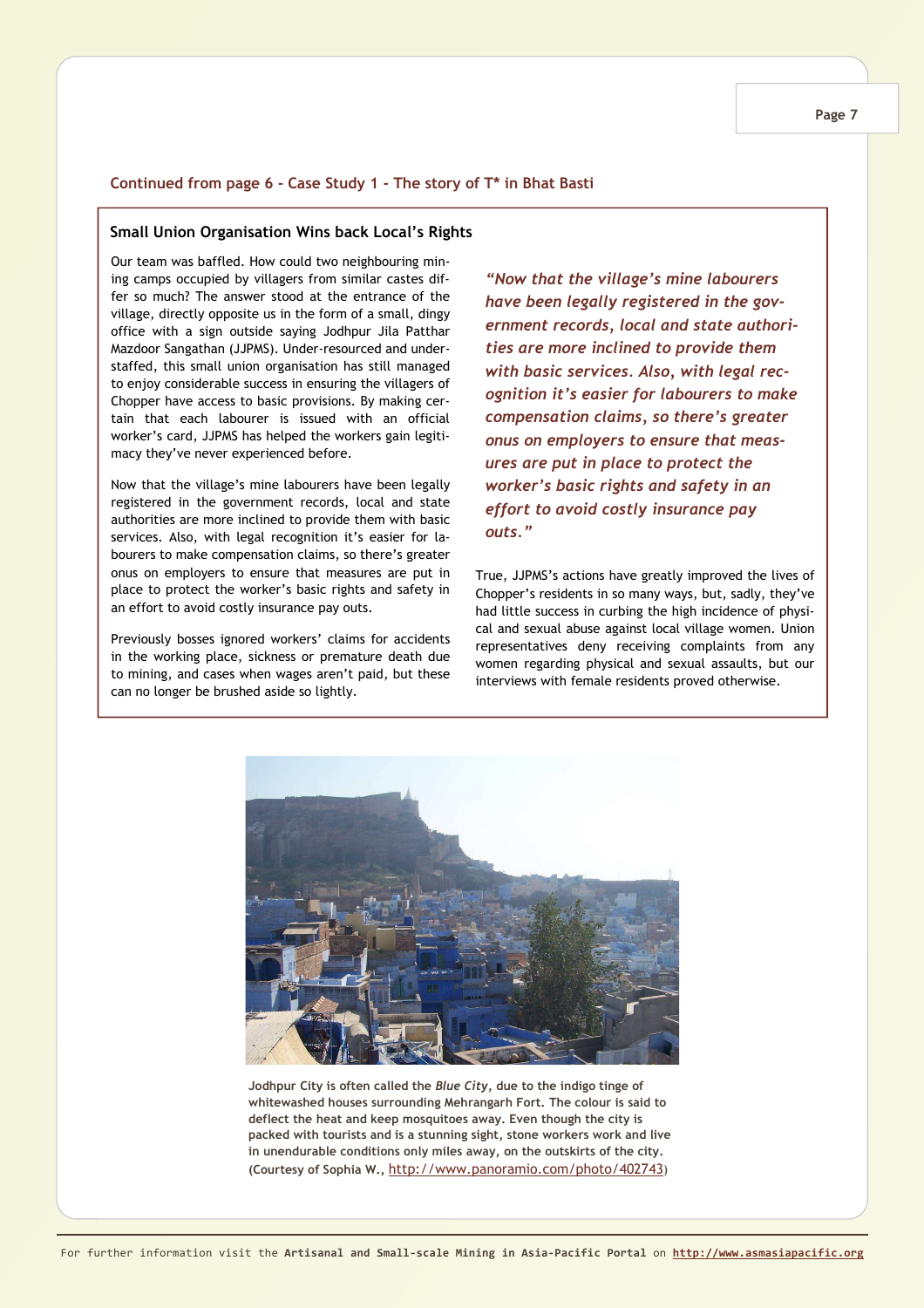Continued from page 6 - Case Study 1 - The story of T* in Bhat Basti

## Small Union Organisation Wins back Local's Rights

Our team was baffled. How could two neighbouring mining camps occupied by villagers from similar castes differ so much? The answer stood at the entrance of the village, directly opposite us in the form of a small, dingy office with a sign outside saying Jodhpur Jila Patthar Mazdoor Sangathan (JJPMS). Under-resourced and understaffed, this small union organisation has still managed to enjoy considerable success in ensuring the villagers of Chopper have access to basic provisions. By making certain that each labourer is issued with an official worker's card, JJPMS has helped the workers gain legitimacy they've never experienced before.

Now that the village's mine labourers have been legally registered in the government records, local and state authorities are more inclined to provide them with basic services. Also, with legal recognition it's easier for labourers to make compensation claims, so there's greater onus on employers to ensure that measures are put in place to protect the worker's basic rights and safety in an effort to avoid costly insurance pay outs.

Previously bosses ignored workers' claims for accidents in the working place, sickness or premature death due to mining, and cases when wages aren't paid, but these can no longer be brushed aside so lightly.

*"Now that the village's mine labourers have been legally registered in the government records, local and state authorities are more inclined to provide them with basic services. Also, with legal recognition it's easier for labourers to make compensation claims, so there's greater onus on employers to ensure that measures are put in place to protect the worker's basic rights and safety in an effort to avoid costly insurance pay outs."*

True, JJPMS's actions have greatly improved the lives of Chopper's residents in so many ways, but, sadly, they've had little success in curbing the high incidence of physical and sexual abuse against local village women. Union representatives deny receiving complaints from any women regarding physical and sexual assaults, but our interviews with female residents proved otherwise.

Jodhpur City is often called the *Blue City*, due to the indigo tinge of whitewashed houses surrounding Mehrangarh Fort. The colour is said to deflect the heat and keep mosquitoes away. Even though the city is packed with tourists and is a stunning sight, stone workers work and live in unendurable conditions only miles away, on the outskirts of the city. (Courtesy of Sophia W., http://www.panoramio.com/photo/402743)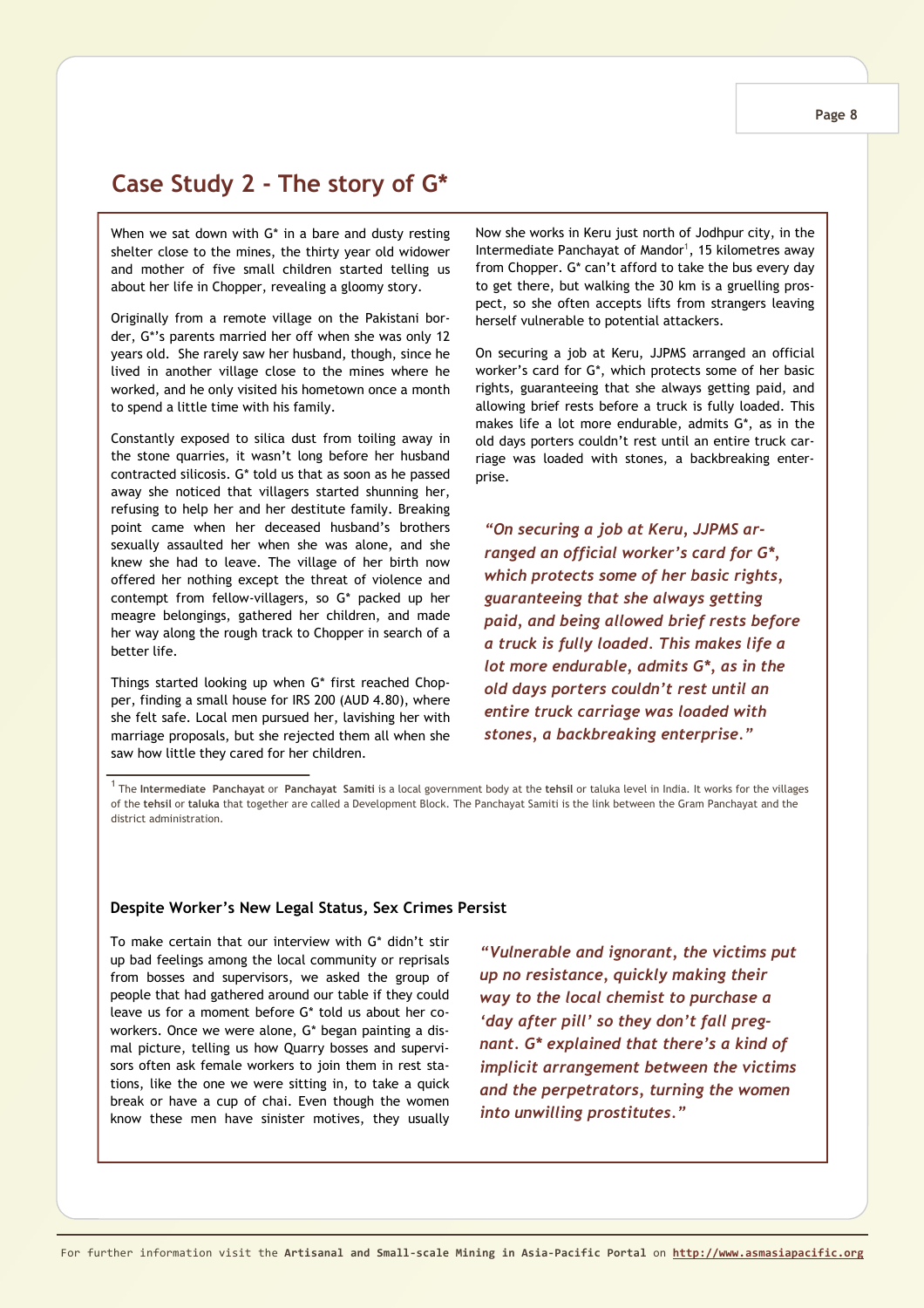## Case Study 2 - The story of G*

When we sat down with G* in a bare and dusty resting shelter close to the mines, the thirty year old widower and mother of five small children started telling us about her life in Chopper, revealing a gloomy story.

Originally from a remote village on the Pakistani border, G*'s parents married her off when she was only 12 years old. She rarely saw her husband, though, since he lived in another village close to the mines where he worked, and he only visited his hometown once a month to spend a little time with his family.

Constantly exposed to silica dust from toiling away in the stone quarries, it wasn't long before her husband contracted silicosis. G* told us that as soon as he passed away she noticed that villagers started shunning her, refusing to help her and her destitute family. Breaking point came when her deceased husband's brothers sexually assaulted her when she was alone, and she knew she had to leave. The village of her birth now offered her nothing except the threat of violence and contempt from fellow-villagers, so G* packed up her meagre belongings, gathered her children, and made her way along the rough track to Chopper in search of a better life.

Things started looking up when G* first reached Chopper, finding a small house for IRS 200 (AUD 4.80), where she felt safe. Local men pursued her, lavishing her with marriage proposals, but she rejected them all when she saw how little they cared for her children.

Now she works in Keru just north of Jodhpur city, in the Intermediate Panchayat of Mandor[1], 15 kilometres away from Chopper. G* can't afford to take the bus every day to get there, but walking the 30 km is a gruelling prospect, so she often accepts lifts from strangers leaving herself vulnerable to potential attackers.

On securing a job at Keru, JJPMS arranged an official worker's card for G*, which protects some of her basic rights, guaranteeing that she always getting paid, and allowing brief rests before a truck is fully loaded. This makes life a lot more endurable, admits G*, as in the old days porters couldn't rest until an entire truck carriage was loaded with stones, a backbreaking enterprise.

> *"On securing a job at Keru, JJPMS arranged an official worker's card for G*, which protects some of her basic rights, guaranteeing that she always getting paid, and being allowed brief rests before a truck is fully loaded. This makes life a lot more endurable, admits G*, as in the old days porters couldn't rest until an entire truck carriage was loaded with stones, a backbreaking enterprise."*

[1] The **Intermediate Panchayat** or **Panchayat Samiti** is a local government body at the **tehsil** or taluka level in India. It works for the villages of the **tehsil** or **taluka** that together are called a Development Block. The Panchayat Samiti is the link between the Gram Panchayat and the district administration.

### Despite Worker's New Legal Status, Sex Crimes Persist

To make certain that our interview with G* didn't stir up bad feelings among the local community or reprisals from bosses and supervisors, we asked the group of people that had gathered around our table if they could leave us for a moment before G* told us about her co-workers. Once we were alone, G* began painting a dismal picture, telling us how Quarry bosses and supervisors often ask female workers to join them in rest stations, like the one we were sitting in, to take a quick break or have a cup of chai. Even though the women know these men have sinister motives, they usually

> *"Vulnerable and ignorant, the victims put up no resistance, quickly making their way to the local chemist to purchase a 'day after pill' so they don't fall pregnant. G* explained that there's a kind of implicit arrangement between the victims and the perpetrators, turning the women into unwilling prostitutes."*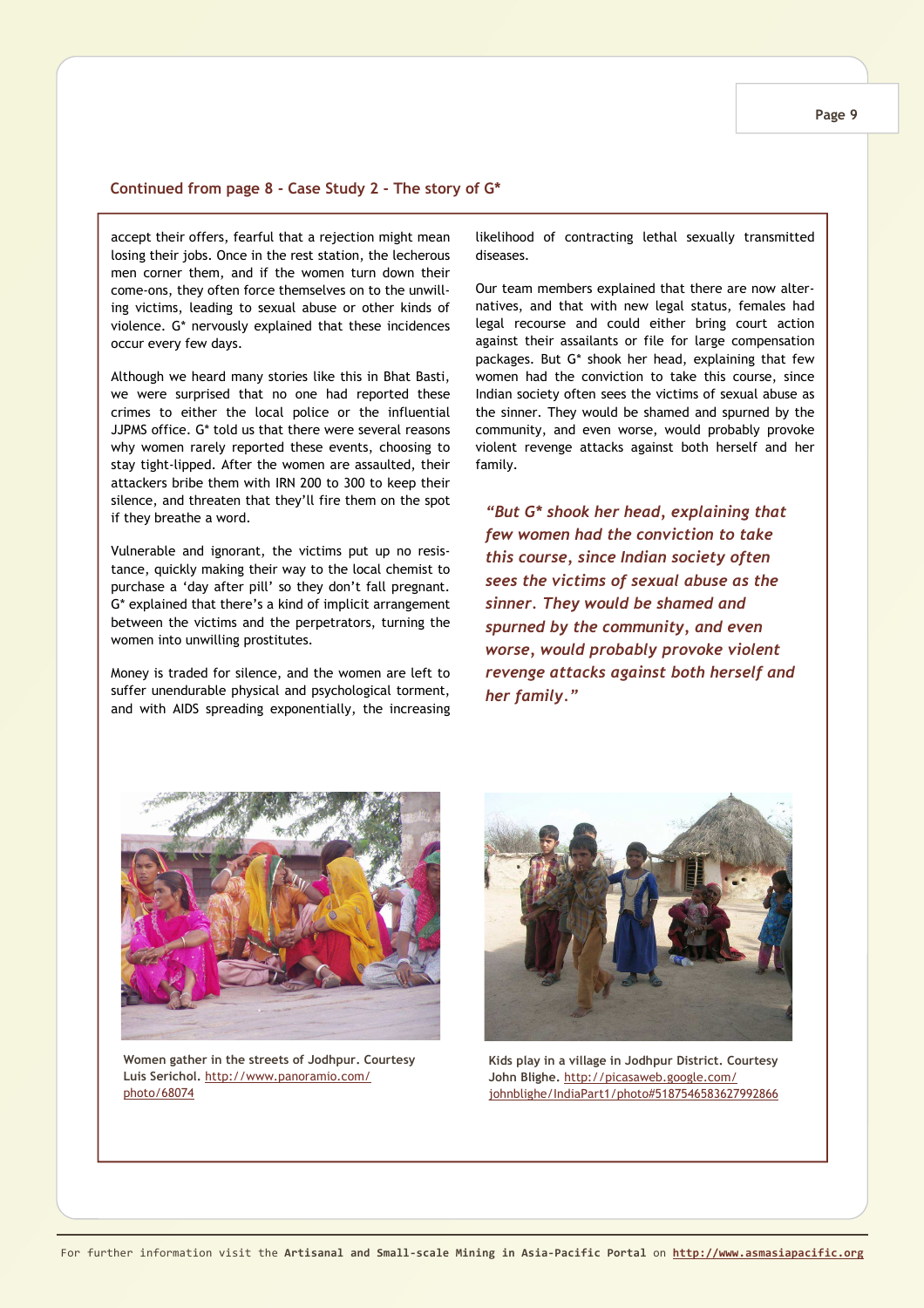## Continued from page 8 - Case Study 2 - The story of G*

accept their offers, fearful that a rejection might mean losing their jobs. Once in the rest station, the lecherous men corner them, and if the women turn down their come-ons, they often force themselves on to the unwilling victims, leading to sexual abuse or other kinds of violence. G* nervously explained that these incidences occur every few days.

Although we heard many stories like this in Bhat Basti, we were surprised that no one had reported these crimes to either the local police or the influential JJPMS office. G* told us that there were several reasons why women rarely reported these events, choosing to stay tight-lipped. After the women are assaulted, their attackers bribe them with IRN 200 to 300 to keep their silence, and threaten that they'll fire them on the spot if they breathe a word.

Vulnerable and ignorant, the victims put up no resistance, quickly making their way to the local chemist to purchase a 'day after pill' so they don't fall pregnant. G* explained that there's a kind of implicit arrangement between the victims and the perpetrators, turning the women into unwilling prostitutes.

Money is traded for silence, and the women are left to suffer unendurable physical and psychological torment, and with AIDS spreading exponentially, the increasing likelihood of contracting lethal sexually transmitted diseases.

Our team members explained that there are now alternatives, and that with new legal status, females had legal recourse and could either bring court action against their assailants or file for large compensation packages. But G* shook her head, explaining that few women had the conviction to take this course, since Indian society often sees the victims of sexual abuse as the sinner. They would be shamed and spurned by the community, and even worse, would probably provoke violent revenge attacks against both herself and her family.

> *"But G* shook her head, explaining that few women had the conviction to take this course, since Indian society often sees the victims of sexual abuse as the sinner. They would be shamed and spurned by the community, and even worse, would probably provoke violent revenge attacks against both herself and her family."*

Women gather in the streets of Jodhpur. Courtesy Luis Serichol. http://www.panoramio.com/photo/68074

Kids play in a village in Jodhpur District. Courtesy John Blighe. http://picasaweb.google.com/johnblighe/IndiaPart1/photo#5187546583627992866

For further information visit the **Artisanal and Small-scale Mining in Asia-Pacific Portal** on **http://www.asmasiapacific.org**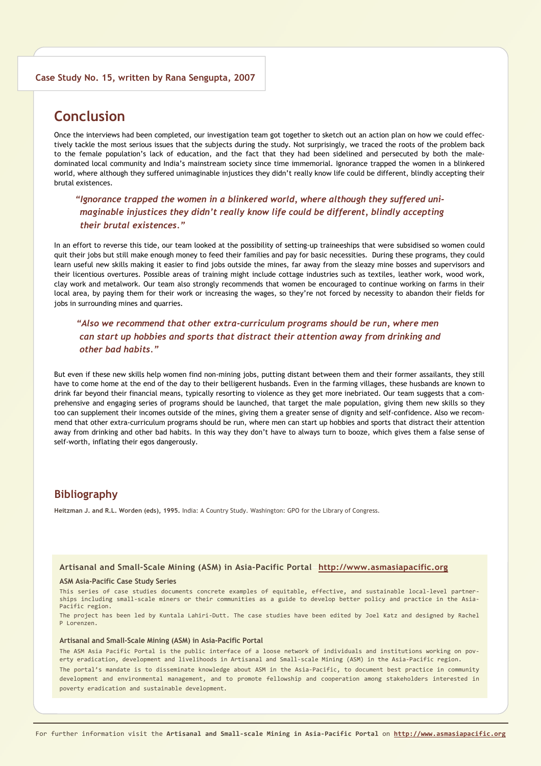Case Study No. 15, written by Rana Sengupta, 2007

## Conclusion

Once the interviews had been completed, our investigation team got together to sketch out an action plan on how we could effectively tackle the most serious issues that the subjects during the study. Not surprisingly, we traced the roots of the problem back to the female population's lack of education, and the fact that they had been sidelined and persecuted by both the male-dominated local community and India's mainstream society since time immemorial. Ignorance trapped the women in a blinkered world, where although they suffered unimaginable injustices they didn't really know life could be different, blindly accepting their brutal existences.

> *"Ignorance trapped the women in a blinkered world, where although they suffered unimaginable injustices they didn't really know life could be different, blindly accepting their brutal existences."*

In an effort to reverse this tide, our team looked at the possibility of setting-up traineeships that were subsidised so women could quit their jobs but still make enough money to feed their families and pay for basic necessities. During these programs, they could learn useful new skills making it easier to find jobs outside the mines, far away from the sleazy mine bosses and supervisors and their licentious overtures. Possible areas of training might include cottage industries such as textiles, leather work, wood work, clay work and metalwork. Our team also strongly recommends that women be encouraged to continue working on farms in their local area, by paying them for their work or increasing the wages, so they're not forced by necessity to abandon their fields for jobs in surrounding mines and quarries.

> *"Also we recommend that other extra-curriculum programs should be run, where men can start up hobbies and sports that distract their attention away from drinking and other bad habits."*

But even if these new skills help women find non-mining jobs, putting distant between them and their former assailants, they still have to come home at the end of the day to their belligerent husbands. Even in the farming villages, these husbands are known to drink far beyond their financial means, typically resorting to violence as they get more inebriated. Our team suggests that a comprehensive and engaging series of programs should be launched, that target the male population, giving them new skills so they too can supplement their incomes outside of the mines, giving them a greater sense of dignity and self-confidence. Also we recommend that other extra-curriculum programs should be run, where men can start up hobbies and sports that distract their attention away from drinking and other bad habits. In this way they don't have to always turn to booze, which gives them a false sense of self-worth, inflating their egos dangerously.

## Bibliography

**Heitzman J. and R.L. Worden (eds), 1995.** India: A Country Study. Washington: GPO for the Library of Congress.

### Artisanal and Small-Scale Mining (ASM) in Asia-Pacific Portal http://www.asmasiapacific.org

**ASM Asia-Pacific Case Study Series**

This series of case studies documents concrete examples of equitable, effective, and sustainable local-level partnerships including small-scale miners or their communities as a guide to develop better policy and practice in the Asia-Pacific region.

The project has been led by Kuntala Lahiri-Dutt. The case studies have been edited by Joel Katz and designed by Rachel P Lorenzen.

**Artisanal and Small-Scale Mining (ASM) in Asia-Pacific Portal**

The ASM Asia Pacific Portal is the public interface of a loose network of individuals and institutions working on poverty eradication, development and livelihoods in Artisanal and Small-scale Mining (ASM) in the Asia-Pacific region.

The portal's mandate is to disseminate knowledge about ASM in the Asia-Pacific, to document best practice in community development and environmental management, and to promote fellowship and cooperation among stakeholders interested in poverty eradication and sustainable development.

For further information visit the **Artisanal and Small-scale Mining in Asia-Pacific Portal** on **http://www.asmasiapacific.org**